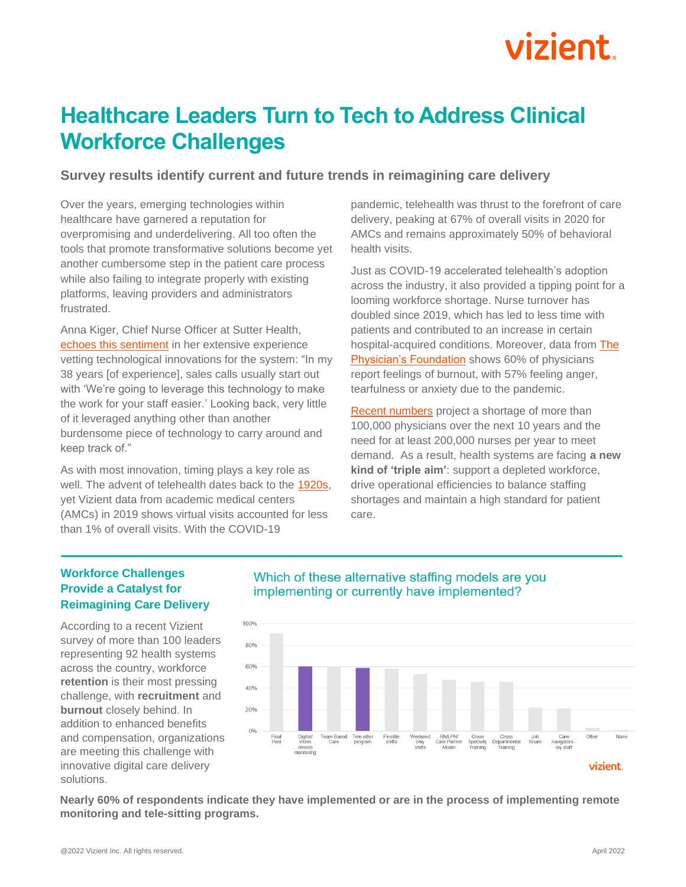# Healthcare Leaders Turn to Tech to Address Clinical Workforce Challenges

### Survey results identify current and future trends in reimagining care delivery

Over the years, emerging technologies within healthcare have garnered a reputation for overpromising and underdelivering. All too often the tools that promote transformative solutions become yet another cumbersome step in the patient care process while also failing to integrate properly with existing platforms, leaving providers and administrators frustrated.

Anna Kiger, Chief Nurse Officer at Sutter Health, echoes this sentiment in her extensive experience vetting technological innovations for the system: "In my 38 years [of experience], sales calls usually start out with 'We're going to leverage this technology to make the work for your staff easier.' Looking back, very little of it leveraged anything other than another burdensome piece of technology to carry around and keep track of."

As with most innovation, timing plays a key role as well. The advent of telehealth dates back to the 1920s, yet Vizient data from academic medical centers (AMCs) in 2019 shows virtual visits accounted for less than 1% of overall visits. With the COVID-19 pandemic, telehealth was thrust to the forefront of care delivery, peaking at 67% of overall visits in 2020 for AMCs and remains approximately 50% of behavioral health visits.

Just as COVID-19 accelerated telehealth's adoption across the industry, it also provided a tipping point for a looming workforce shortage. Nurse turnover has doubled since 2019, which has led to less time with patients and contributed to an increase in certain hospital-acquired conditions. Moreover, data from The Physician's Foundation shows 60% of physicians report feelings of burnout, with 57% feeling anger, tearfulness or anxiety due to the pandemic.

Recent numbers project a shortage of more than 100,000 physicians over the next 10 years and the need for at least 200,000 nurses per year to meet demand. As a result, health systems are facing **a new kind of 'triple aim'**: support a depleted workforce, drive operational efficiencies to balance staffing shortages and maintain a high standard for patient care.

## Workforce Challenges Provide a Catalyst for Reimagining Care Delivery

According to a recent Vizient survey of more than 100 leaders representing 92 health systems across the country, workforce **retention** is their most pressing challenge, with **recruitment** and **burnout** closely behind. In addition to enhanced benefits and compensation, organizations are meeting this challenge with innovative digital care delivery solutions.

**Which of these alternative staffing models are you implementing or currently have implemented?**

| Staffing model | Approx. % |
|---|---|
| Float Pool | ~91% |
| Digital/Video remote monitoring | ~60% |
| Team Based Care | ~60% |
| Tele-sitter program | ~59% |
| Flexible shifts | ~58% |
| Weekend only shifts | ~53% |
| RN/LPN/Care Partner Model | ~48% |
| Cross Specialty Training | ~46% |
| Cross Departmental Training | ~46% |
| Job Share | ~22% |
| Care navigators - lay staff | ~21% |
| Other | ~3% |
| None | ~1% |

**Nearly 60% of respondents indicate they have implemented or are in the process of implementing remote monitoring and tele-sitting programs.**

@2022 Vizient Inc. All rights reserved. April 2022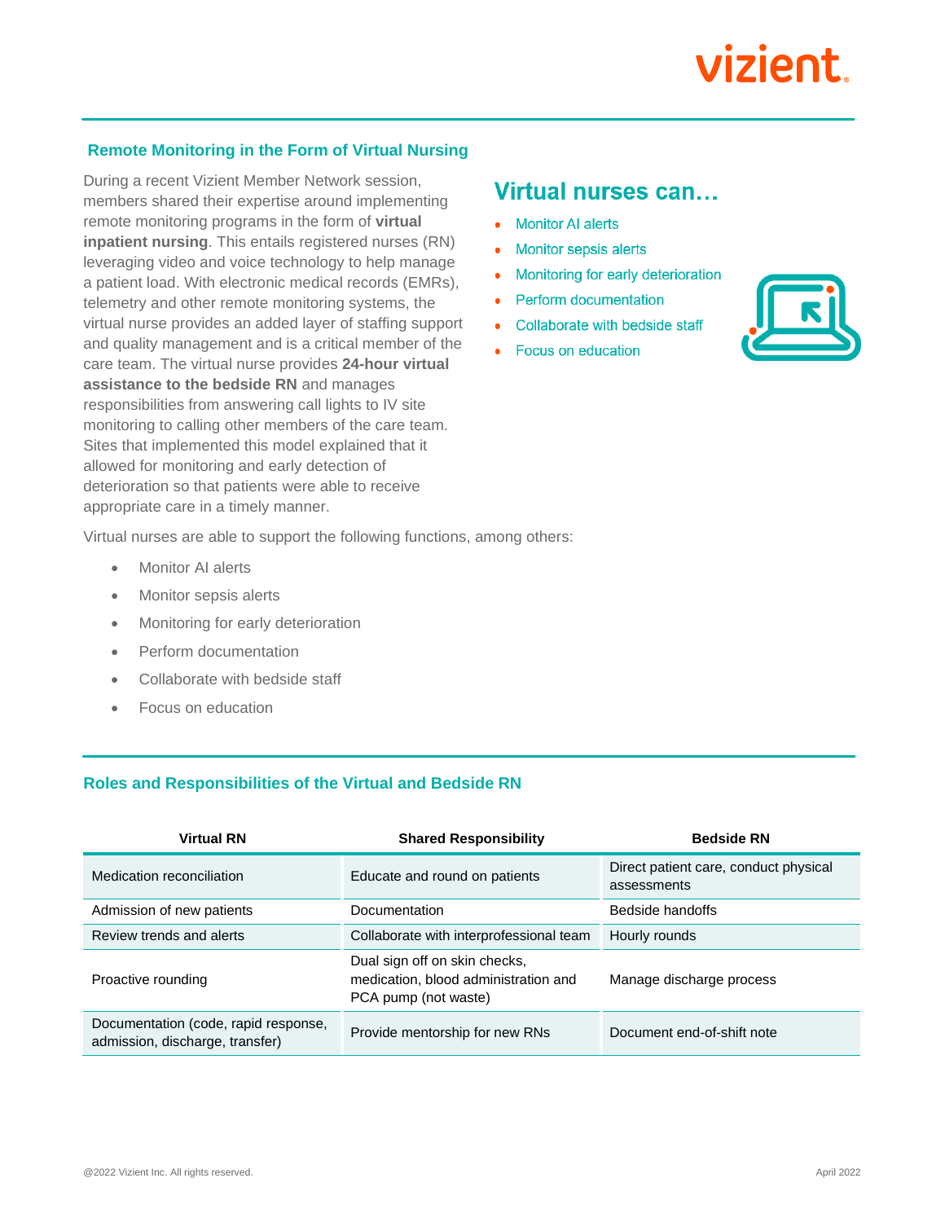## Remote Monitoring in the Form of Virtual Nursing

During a recent Vizient Member Network session, members shared their expertise around implementing remote monitoring programs in the form of **virtual inpatient nursing**. This entails registered nurses (RN) leveraging video and voice technology to help manage a patient load. With electronic medical records (EMRs), telemetry and other remote monitoring systems, the virtual nurse provides an added layer of staffing support and quality management and is a critical member of the care team. The virtual nurse provides **24-hour virtual assistance to the bedside RN** and manages responsibilities from answering call lights to IV site monitoring to calling other members of the care team. Sites that implemented this model explained that it allowed for monitoring and early detection of deterioration so that patients were able to receive appropriate care in a timely manner.

### Virtual nurses can…

- Monitor AI alerts
- Monitor sepsis alerts
- Monitoring for early deterioration
- Perform documentation
- Collaborate with bedside staff
- Focus on education

Virtual nurses are able to support the following functions, among others:

- Monitor AI alerts
- Monitor sepsis alerts
- Monitoring for early deterioration
- Perform documentation
- Collaborate with bedside staff
- Focus on education

## Roles and Responsibilities of the Virtual and Bedside RN

| Virtual RN | Shared Responsibility | Bedside RN |
|---|---|---|
| Medication reconciliation | Educate and round on patients | Direct patient care, conduct physical assessments |
| Admission of new patients | Documentation | Bedside handoffs |
| Review trends and alerts | Collaborate with interprofessional team | Hourly rounds |
| Proactive rounding | Dual sign off on skin checks, medication, blood administration and PCA pump (not waste) | Manage discharge process |
| Documentation (code, rapid response, admission, discharge, transfer) | Provide mentorship for new RNs | Document end-of-shift note |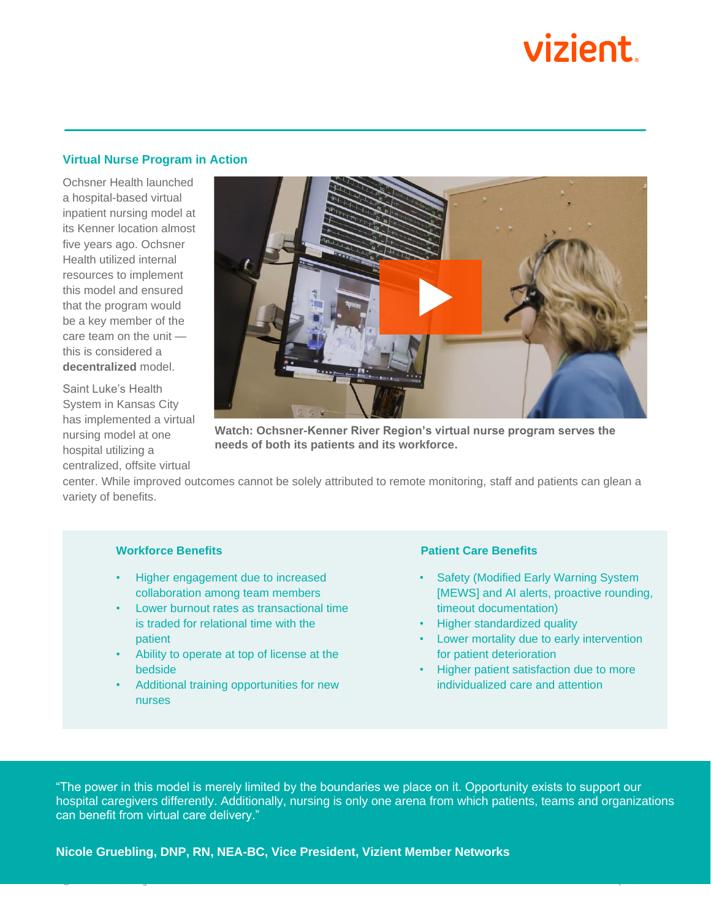## Virtual Nurse Program in Action

Ochsner Health launched a hospital-based virtual inpatient nursing model at its Kenner location almost five years ago. Ochsner Health utilized internal resources to implement this model and ensured that the program would be a key member of the care team on the unit — this is considered a **decentralized** model.

Saint Luke's Health System in Kansas City has implemented a virtual nursing model at one hospital utilizing a centralized, offsite virtual center. While improved outcomes cannot be solely attributed to remote monitoring, staff and patients can glean a variety of benefits.

**Watch: Ochsner-Kenner River Region's virtual nurse program serves the needs of both its patients and its workforce.**

### Workforce Benefits

- Higher engagement due to increased collaboration among team members
- Lower burnout rates as transactional time is traded for relational time with the patient
- Ability to operate at top of license at the bedside
- Additional training opportunities for new nurses

### Patient Care Benefits

- Safety (Modified Early Warning System [MEWS] and AI alerts, proactive rounding, timeout documentation)
- Higher standardized quality
- Lower mortality due to early intervention for patient deterioration
- Higher patient satisfaction due to more individualized care and attention

"The power in this model is merely limited by the boundaries we place on it. Opportunity exists to support our hospital caregivers differently. Additionally, nursing is only one arena from which patients, teams and organizations can benefit from virtual care delivery."

**Nicole Gruebling, DNP, RN, NEA-BC, Vice President, Vizient Member Networks**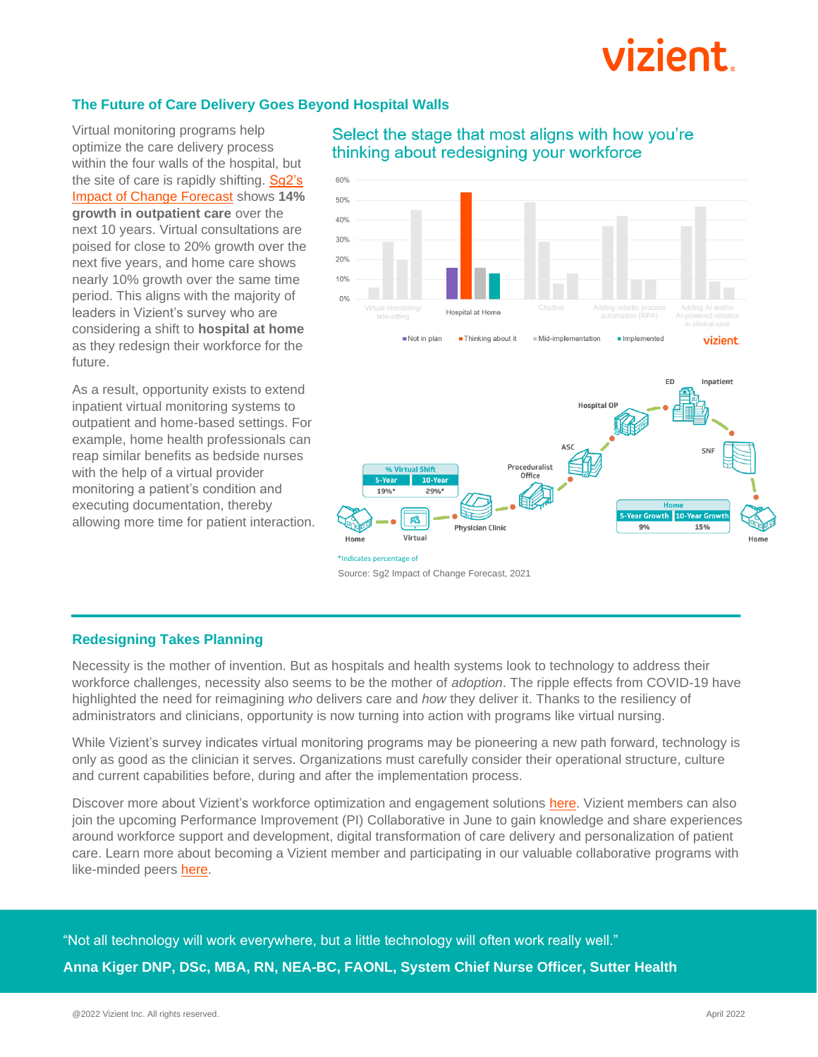## The Future of Care Delivery Goes Beyond Hospital Walls

Virtual monitoring programs help optimize the care delivery process within the four walls of the hospital, but the site of care is rapidly shifting. Sg2's Impact of Change Forecast shows **14% growth in outpatient care** over the next 10 years. Virtual consultations are poised for close to 20% growth over the next five years, and home care shows nearly 10% growth over the same time period. This aligns with the majority of leaders in Vizient's survey who are considering a shift to **hospital at home** as they redesign their workforce for the future.

As a result, opportunity exists to extend inpatient virtual monitoring systems to outpatient and home-based settings. For example, home health professionals can reap similar benefits as bedside nurses with the help of a virtual provider monitoring a patient's condition and executing documentation, thereby allowing more time for patient interaction.

Select the stage that most aligns with how you're thinking about redesigning your workforce

60%
50%
40%
30%
20%
10%
0%

Virtual monitoring/tele-sitting
Hospital at Home
Chatbot
Adding robotic process automation (RPA)
Adding AI and/or AI-powered robotics in clinical care

Not in plan
Thinking about it
Mid-implementation
Implemented

vizient

ED
Inpatient
Hospital OP
ASC
SNF
Proceduralist Office
Physician Clinic
Home
Virtual
Home

| % Virtual Shift | |
|---|---|
| 5-Year | 10-Year |
| 19%* | 29%* |

| Home | |
|---|---|
| 5-Year Growth | 10-Year Growth |
| 9% | 15% |

*Indicates percentage of

Source: Sg2 Impact of Change Forecast, 2021

## Redesigning Takes Planning

Necessity is the mother of invention. But as hospitals and health systems look to technology to address their workforce challenges, necessity also seems to be the mother of *adoption*. The ripple effects from COVID-19 have highlighted the need for reimagining *who* delivers care and *how* they deliver it. Thanks to the resiliency of administrators and clinicians, opportunity is now turning into action with programs like virtual nursing.

While Vizient's survey indicates virtual monitoring programs may be pioneering a new path forward, technology is only as good as the clinician it serves. Organizations must carefully consider their operational structure, culture and current capabilities before, during and after the implementation process.

Discover more about Vizient's workforce optimization and engagement solutions here. Vizient members can also join the upcoming Performance Improvement (PI) Collaborative in June to gain knowledge and share experiences around workforce support and development, digital transformation of care delivery and personalization of patient care. Learn more about becoming a Vizient member and participating in our valuable collaborative programs with like-minded peers here.

"Not all technology will work everywhere, but a little technology will often work really well."

**Anna Kiger DNP, DSc, MBA, RN, NEA-BC, FAONL, System Chief Nurse Officer, Sutter Health**

@2022 Vizient Inc. All rights reserved.

April 2022